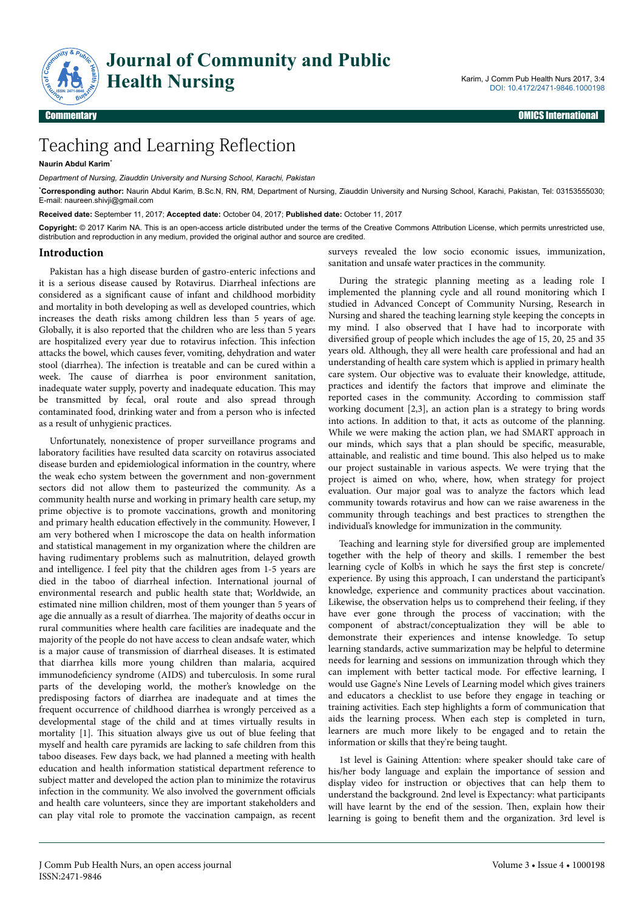Commentary

OMICS International

# Teaching and Learning Reflection

**Naurin Abdul Karim***

*Department of Nursing, Ziauddin University and Nursing School, Karachi, Pakistan*

***Corresponding author:** Naurin Abdul Karim, B.Sc.N, RN, RM, Department of Nursing, Ziauddin University and Nursing School, Karachi, Pakistan, Tel: 03153555030; E-mail: naureen.shivji@gmail.com

**Received date:** September 11, 2017; **Accepted date:** October 04, 2017; **Published date:** October 11, 2017

**Copyright:** © 2017 Karim NA. This is an open-access article distributed under the terms of the Creative Commons Attribution License, which permits unrestricted use, distribution and reproduction in any medium, provided the original author and source are credited.

## Introduction

Pakistan has a high disease burden of gastro-enteric infections and it is a serious disease caused by Rotavirus. Diarrheal infections are considered as a significant cause of infant and childhood morbidity and mortality in both developing as well as developed countries, which increases the death risks among children less than 5 years of age. Globally, it is also reported that the children who are less than 5 years are hospitalized every year due to rotavirus infection. This infection attacks the bowel, which causes fever, vomiting, dehydration and water stool (diarrhea). The infection is treatable and can be cured within a week. The cause of diarrhea is poor environment sanitation, inadequate water supply, poverty and inadequate education. This may be transmitted by fecal, oral route and also spread through contaminated food, drinking water and from a person who is infected as a result of unhygienic practices.

Unfortunately, nonexistence of proper surveillance programs and laboratory facilities have resulted data scarcity on rotavirus associated disease burden and epidemiological information in the country, where the weak echo system between the government and non-government sectors did not allow them to pasteurized the community. As a community health nurse and working in primary health care setup, my prime objective is to promote vaccinations, growth and monitoring and primary health education effectively in the community. However, I am very bothered when I microscope the data on health information and statistical management in my organization where the children are having rudimentary problems such as malnutrition, delayed growth and intelligence. I feel pity that the children ages from 1-5 years are died in the taboo of diarrheal infection. International journal of environmental research and public health state that; Worldwide, an estimated nine million children, most of them younger than 5 years of age die annually as a result of diarrhea. The majority of deaths occur in rural communities where health care facilities are inadequate and the majority of the people do not have access to clean andsafe water, which is a major cause of transmission of diarrheal diseases. It is estimated that diarrhea kills more young children than malaria, acquired immunodeficiency syndrome (AIDS) and tuberculosis. In some rural parts of the developing world, the mother's knowledge on the predisposing factors of diarrhea are inadequate and at times the frequent occurrence of childhood diarrhea is wrongly perceived as a developmental stage of the child and at times virtually results in mortality [1]. This situation always give us out of blue feeling that myself and health care pyramids are lacking to safe children from this taboo diseases. Few days back, we had planned a meeting with health education and health information statistical department reference to subject matter and developed the action plan to minimize the rotavirus infection in the community. We also involved the government officials and health care volunteers, since they are important stakeholders and can play vital role to promote the vaccination campaign, as recent surveys revealed the low socio economic issues, immunization, sanitation and unsafe water practices in the community.

During the strategic planning meeting as a leading role I implemented the planning cycle and all round monitoring which I studied in Advanced Concept of Community Nursing, Research in Nursing and shared the teaching learning style keeping the concepts in my mind. I also observed that I have had to incorporate with diversified group of people which includes the age of 15, 20, 25 and 35 years old. Although, they all were health care professional and had an understanding of health care system which is applied in primary health care system. Our objective was to evaluate their knowledge, attitude, practices and identify the factors that improve and eliminate the reported cases in the community. According to commission staff working document [2,3], an action plan is a strategy to bring words into actions. In addition to that, it acts as outcome of the planning. While we were making the action plan, we had SMART approach in our minds, which says that a plan should be specific, measurable, attainable, and realistic and time bound. This also helped us to make our project sustainable in various aspects. We were trying that the project is aimed on who, where, how, when strategy for project evaluation. Our major goal was to analyze the factors which lead community towards rotavirus and how can we raise awareness in the community through teachings and best practices to strengthen the individual's knowledge for immunization in the community.

Teaching and learning style for diversified group are implemented together with the help of theory and skills. I remember the best learning cycle of Kolb's in which he says the first step is concrete/experience. By using this approach, I can understand the participant's knowledge, experience and community practices about vaccination. Likewise, the observation helps us to comprehend their feeling, if they have ever gone through the process of vaccination; with the component of abstract/conceptualization they will be able to demonstrate their experiences and intense knowledge. To setup learning standards, active summarization may be helpful to determine needs for learning and sessions on immunization through which they can implement with better tactical mode. For effective learning, I would use Gagne's Nine Levels of Learning model which gives trainers and educators a checklist to use before they engage in teaching or training activities. Each step highlights a form of communication that aids the learning process. When each step is completed in turn, learners are much more likely to be engaged and to retain the information or skills that they're being taught.

1st level is Gaining Attention: where speaker should take care of his/her body language and explain the importance of session and display video for instruction or objectives that can help them to understand the background. 2nd level is Expectancy: what participants will have learnt by the end of the session. Then, explain how their learning is going to benefit them and the organization. 3rd level is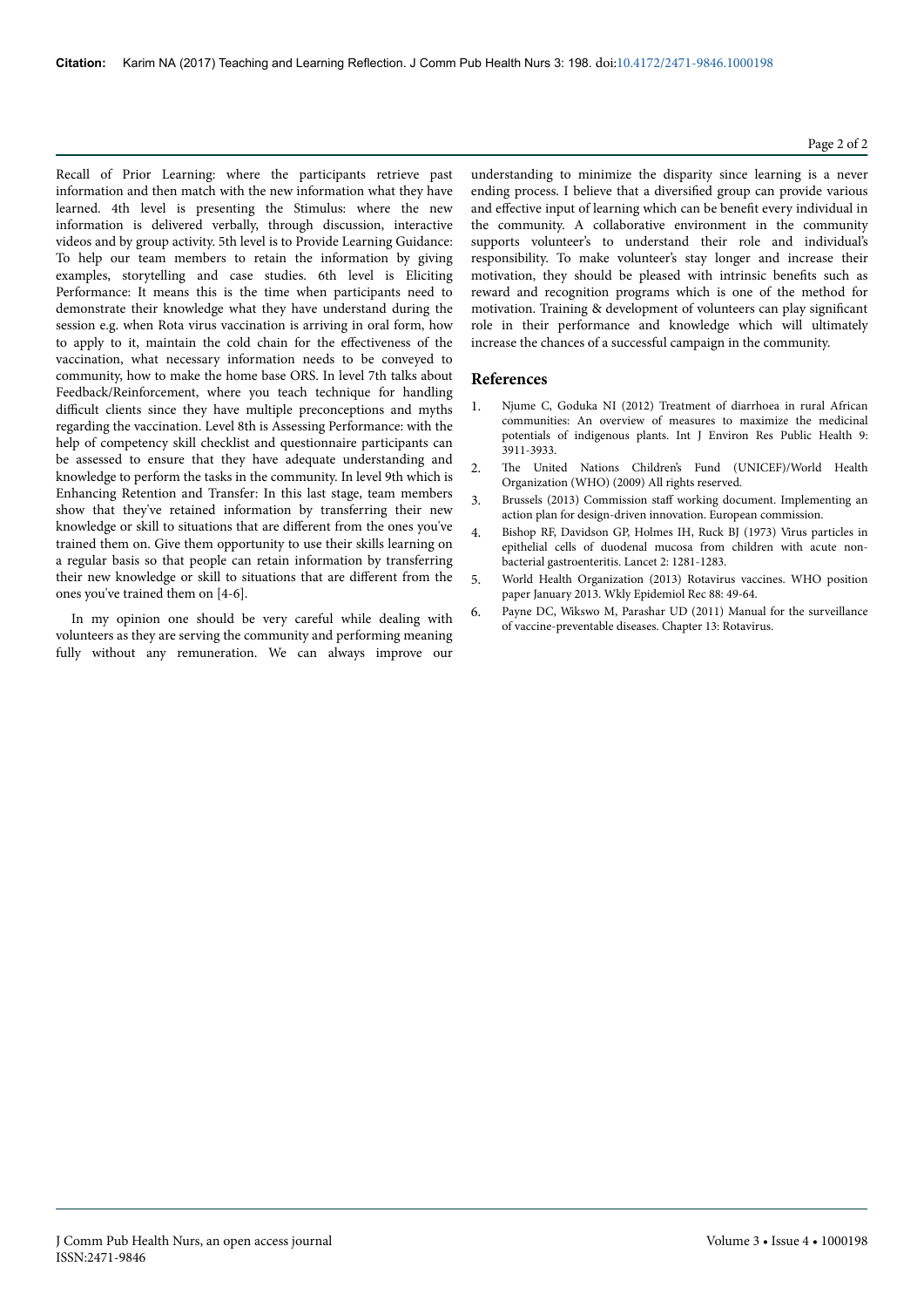Recall of Prior Learning: where the participants retrieve past information and then match with the new information what they have learned. 4th level is presenting the Stimulus: where the new information is delivered verbally, through discussion, interactive videos and by group activity. 5th level is to Provide Learning Guidance: To help our team members to retain the information by giving examples, storytelling and case studies. 6th level is Eliciting Performance: It means this is the time when participants need to demonstrate their knowledge what they have understand during the session e.g. when Rota virus vaccination is arriving in oral form, how to apply to it, maintain the cold chain for the effectiveness of the vaccination, what necessary information needs to be conveyed to community, how to make the home base ORS. In level 7th talks about Feedback/Reinforcement, where you teach technique for handling difficult clients since they have multiple preconceptions and myths regarding the vaccination. Level 8th is Assessing Performance: with the help of competency skill checklist and questionnaire participants can be assessed to ensure that they have adequate understanding and knowledge to perform the tasks in the community. In level 9th which is Enhancing Retention and Transfer: In this last stage, team members show that they've retained information by transferring their new knowledge or skill to situations that are different from the ones you've trained them on. Give them opportunity to use their skills learning on a regular basis so that people can retain information by transferring their new knowledge or skill to situations that are different from the ones you've trained them on [4-6].

In my opinion one should be very careful while dealing with volunteers as they are serving the community and performing meaning fully without any remuneration. We can always improve our understanding to minimize the disparity since learning is a never ending process. I believe that a diversified group can provide various and effective input of learning which can be benefit every individual in the community. A collaborative environment in the community supports volunteer's to understand their role and individual's responsibility. To make volunteer's stay longer and increase their motivation, they should be pleased with intrinsic benefits such as reward and recognition programs which is one of the method for motivation. Training & development of volunteers can play significant role in their performance and knowledge which will ultimately increase the chances of a successful campaign in the community.

## References

1. Njume C, Goduka NI (2012) Treatment of diarrhoea in rural African communities: An overview of measures to maximize the medicinal potentials of indigenous plants. Int J Environ Res Public Health 9: 3911-3933.
2. The United Nations Children's Fund (UNICEF)/World Health Organization (WHO) (2009) All rights reserved.
3. Brussels (2013) Commission staff working document. Implementing an action plan for design-driven innovation. European commission.
4. Bishop RF, Davidson GP, Holmes IH, Ruck BJ (1973) Virus particles in epithelial cells of duodenal mucosa from children with acute non-bacterial gastroenteritis. Lancet 2: 1281-1283.
5. World Health Organization (2013) Rotavirus vaccines. WHO position paper January 2013. Wkly Epidemiol Rec 88: 49-64.
6. Payne DC, Wikswo M, Parashar UD (2011) Manual for the surveillance of vaccine-preventable diseases. Chapter 13: Rotavirus.